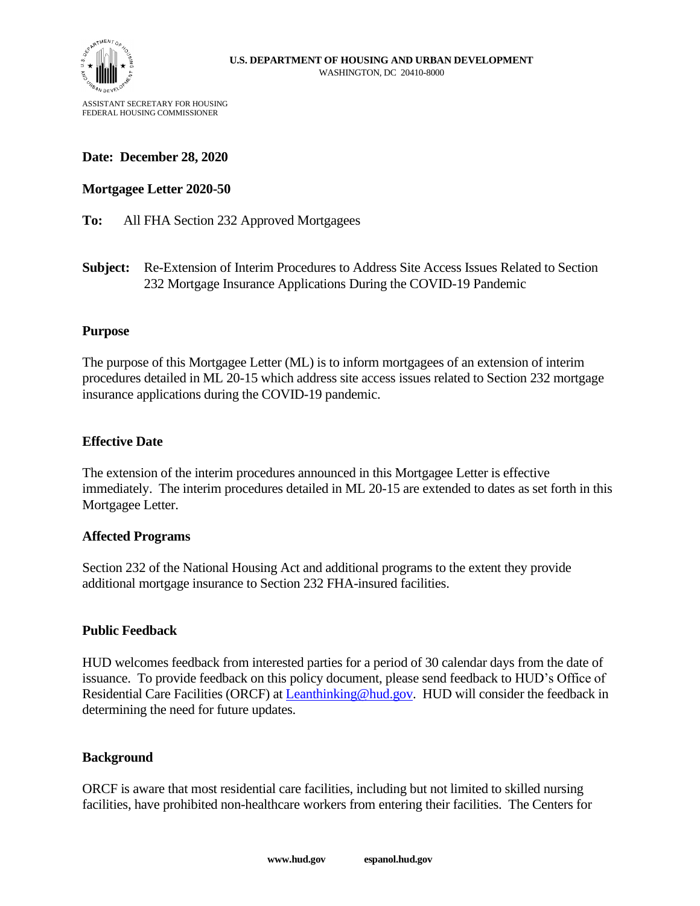**U.S. DEPARTMENT OF HOUSING AND URBAN DEVELOPMENT**
WASHINGTON, DC 20410-8000

ASSISTANT SECRETARY FOR HOUSING
FEDERAL HOUSING COMMISSIONER

**Date: December 28, 2020**

**Mortgagee Letter 2020-50**

**To:** All FHA Section 232 Approved Mortgagees

**Subject:** Re-Extension of Interim Procedures to Address Site Access Issues Related to Section 232 Mortgage Insurance Applications During the COVID-19 Pandemic

## Purpose

The purpose of this Mortgagee Letter (ML) is to inform mortgagees of an extension of interim procedures detailed in ML 20-15 which address site access issues related to Section 232 mortgage insurance applications during the COVID-19 pandemic.

## Effective Date

The extension of the interim procedures announced in this Mortgagee Letter is effective immediately. The interim procedures detailed in ML 20-15 are extended to dates as set forth in this Mortgagee Letter.

## Affected Programs

Section 232 of the National Housing Act and additional programs to the extent they provide additional mortgage insurance to Section 232 FHA-insured facilities.

## Public Feedback

HUD welcomes feedback from interested parties for a period of 30 calendar days from the date of issuance. To provide feedback on this policy document, please send feedback to HUD's Office of Residential Care Facilities (ORCF) at Leanthinking@hud.gov. HUD will consider the feedback in determining the need for future updates.

## Background

ORCF is aware that most residential care facilities, including but not limited to skilled nursing facilities, have prohibited non-healthcare workers from entering their facilities. The Centers for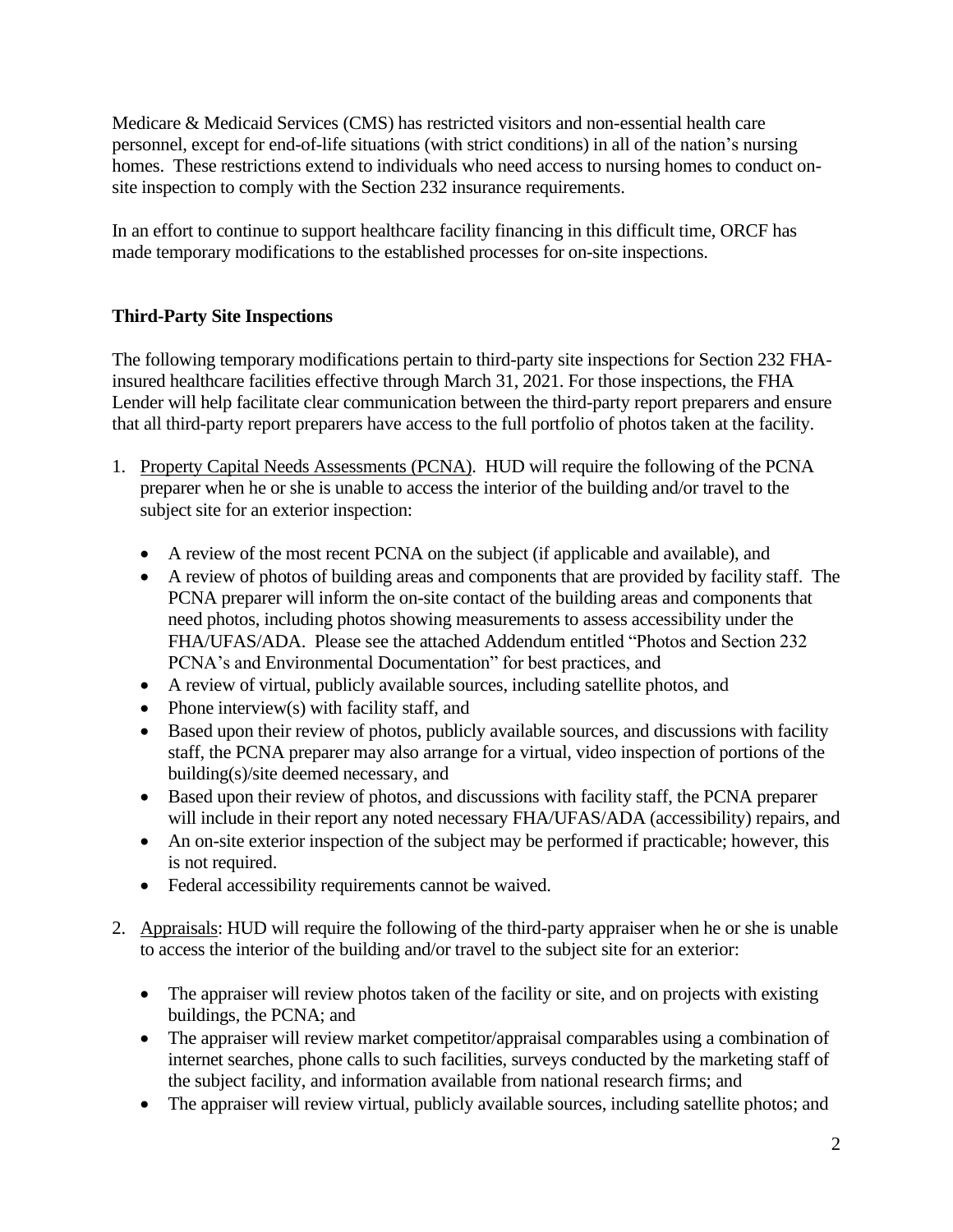Medicare & Medicaid Services (CMS) has restricted visitors and non-essential health care personnel, except for end-of-life situations (with strict conditions) in all of the nation's nursing homes. These restrictions extend to individuals who need access to nursing homes to conduct on-site inspection to comply with the Section 232 insurance requirements.

In an effort to continue to support healthcare facility financing in this difficult time, ORCF has made temporary modifications to the established processes for on-site inspections.

**Third-Party Site Inspections**

The following temporary modifications pertain to third-party site inspections for Section 232 FHA-insured healthcare facilities effective through March 31, 2021. For those inspections, the FHA Lender will help facilitate clear communication between the third-party report preparers and ensure that all third-party report preparers have access to the full portfolio of photos taken at the facility.

1. Property Capital Needs Assessments (PCNA). HUD will require the following of the PCNA preparer when he or she is unable to access the interior of the building and/or travel to the subject site for an exterior inspection:

   - A review of the most recent PCNA on the subject (if applicable and available), and
   - A review of photos of building areas and components that are provided by facility staff. The PCNA preparer will inform the on-site contact of the building areas and components that need photos, including photos showing measurements to assess accessibility under the FHA/UFAS/ADA. Please see the attached Addendum entitled "Photos and Section 232 PCNA's and Environmental Documentation" for best practices, and
   - A review of virtual, publicly available sources, including satellite photos, and
   - Phone interview(s) with facility staff, and
   - Based upon their review of photos, publicly available sources, and discussions with facility staff, the PCNA preparer may also arrange for a virtual, video inspection of portions of the building(s)/site deemed necessary, and
   - Based upon their review of photos, and discussions with facility staff, the PCNA preparer will include in their report any noted necessary FHA/UFAS/ADA (accessibility) repairs, and
   - An on-site exterior inspection of the subject may be performed if practicable; however, this is not required.
   - Federal accessibility requirements cannot be waived.

2. Appraisals: HUD will require the following of the third-party appraiser when he or she is unable to access the interior of the building and/or travel to the subject site for an exterior:

   - The appraiser will review photos taken of the facility or site, and on projects with existing buildings, the PCNA; and
   - The appraiser will review market competitor/appraisal comparables using a combination of internet searches, phone calls to such facilities, surveys conducted by the marketing staff of the subject facility, and information available from national research firms; and
   - The appraiser will review virtual, publicly available sources, including satellite photos; and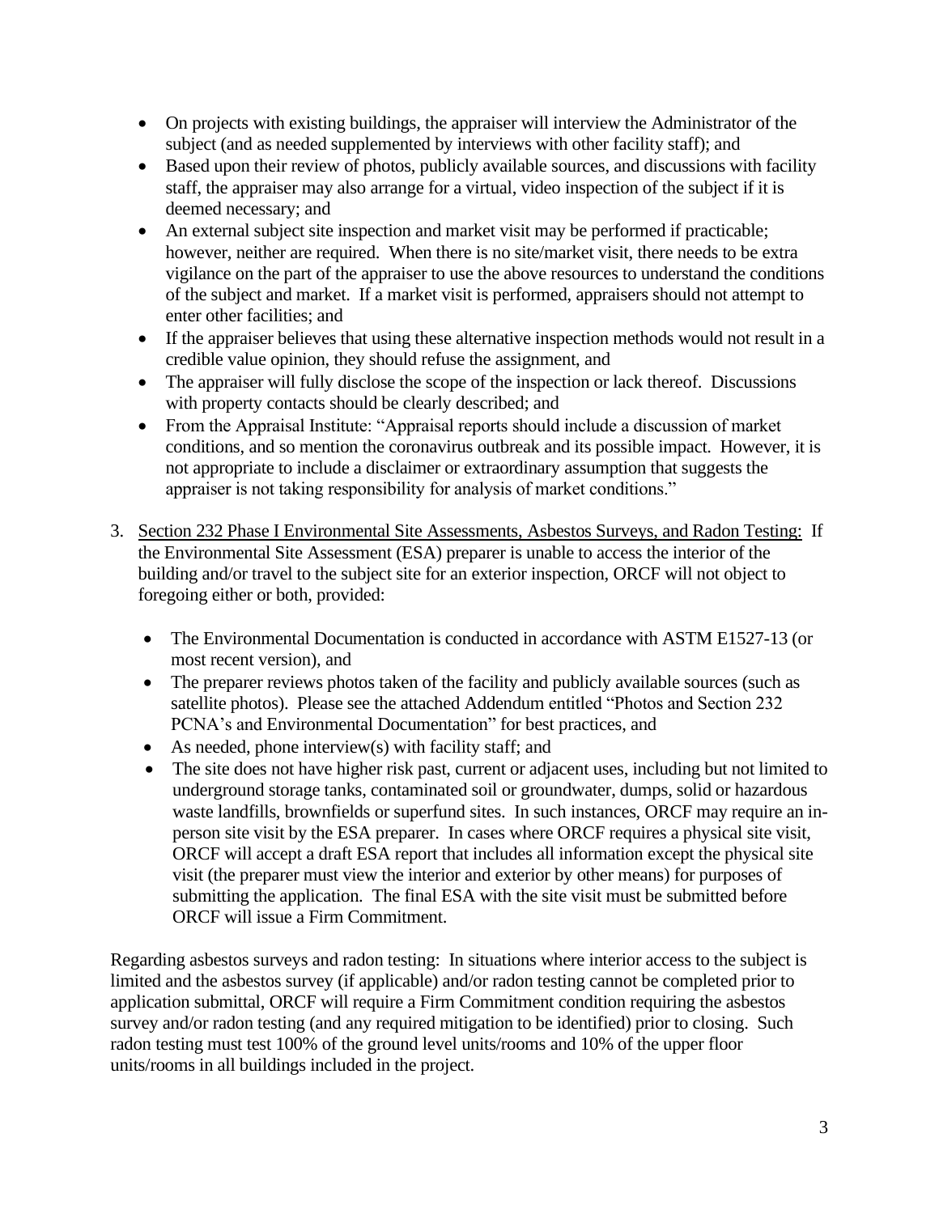- On projects with existing buildings, the appraiser will interview the Administrator of the subject (and as needed supplemented by interviews with other facility staff); and
- Based upon their review of photos, publicly available sources, and discussions with facility staff, the appraiser may also arrange for a virtual, video inspection of the subject if it is deemed necessary; and
- An external subject site inspection and market visit may be performed if practicable; however, neither are required. When there is no site/market visit, there needs to be extra vigilance on the part of the appraiser to use the above resources to understand the conditions of the subject and market. If a market visit is performed, appraisers should not attempt to enter other facilities; and
- If the appraiser believes that using these alternative inspection methods would not result in a credible value opinion, they should refuse the assignment, and
- The appraiser will fully disclose the scope of the inspection or lack thereof. Discussions with property contacts should be clearly described; and
- From the Appraisal Institute: "Appraisal reports should include a discussion of market conditions, and so mention the coronavirus outbreak and its possible impact. However, it is not appropriate to include a disclaimer or extraordinary assumption that suggests the appraiser is not taking responsibility for analysis of market conditions."

3. <u>Section 232 Phase I Environmental Site Assessments, Asbestos Surveys, and Radon Testing:</u> If the Environmental Site Assessment (ESA) preparer is unable to access the interior of the building and/or travel to the subject site for an exterior inspection, ORCF will not object to foregoing either or both, provided:

   - The Environmental Documentation is conducted in accordance with ASTM E1527-13 (or most recent version), and
   - The preparer reviews photos taken of the facility and publicly available sources (such as satellite photos). Please see the attached Addendum entitled "Photos and Section 232 PCNA's and Environmental Documentation" for best practices, and
   - As needed, phone interview(s) with facility staff; and
   - The site does not have higher risk past, current or adjacent uses, including but not limited to underground storage tanks, contaminated soil or groundwater, dumps, solid or hazardous waste landfills, brownfields or superfund sites. In such instances, ORCF may require an in-person site visit by the ESA preparer. In cases where ORCF requires a physical site visit, ORCF will accept a draft ESA report that includes all information except the physical site visit (the preparer must view the interior and exterior by other means) for purposes of submitting the application. The final ESA with the site visit must be submitted before ORCF will issue a Firm Commitment.

Regarding asbestos surveys and radon testing: In situations where interior access to the subject is limited and the asbestos survey (if applicable) and/or radon testing cannot be completed prior to application submittal, ORCF will require a Firm Commitment condition requiring the asbestos survey and/or radon testing (and any required mitigation to be identified) prior to closing. Such radon testing must test 100% of the ground level units/rooms and 10% of the upper floor units/rooms in all buildings included in the project.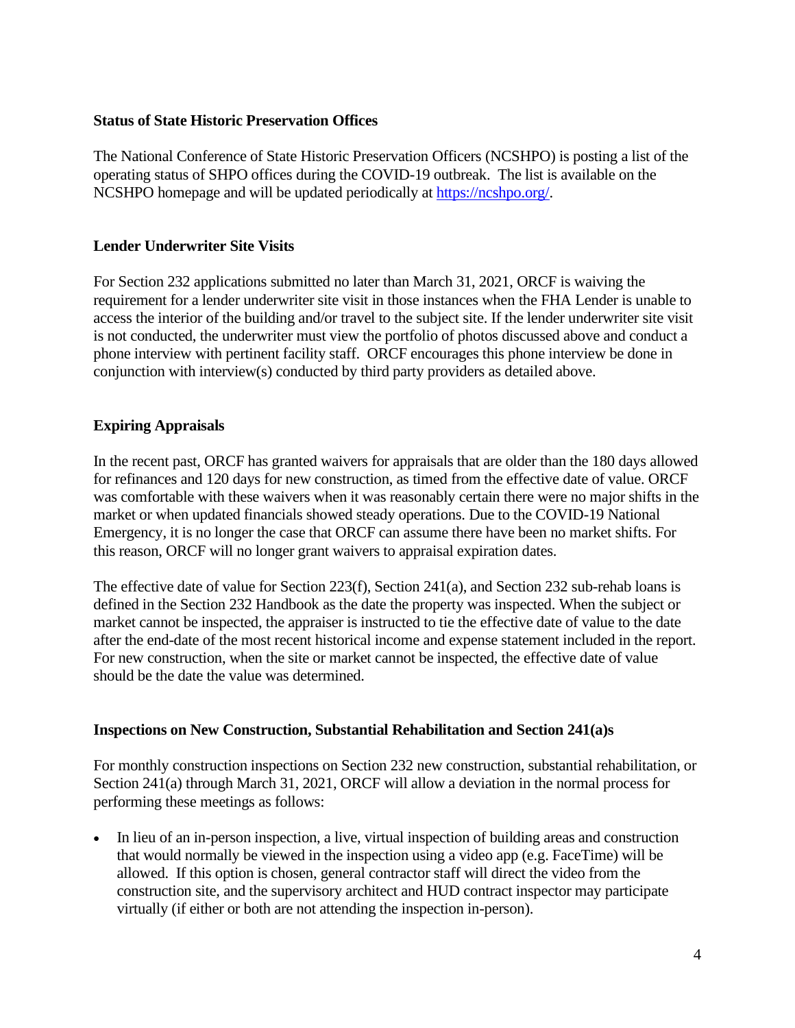**Status of State Historic Preservation Offices**

The National Conference of State Historic Preservation Officers (NCSHPO) is posting a list of the operating status of SHPO offices during the COVID-19 outbreak. The list is available on the NCSHPO homepage and will be updated periodically at https://ncshpo.org/.

**Lender Underwriter Site Visits**

For Section 232 applications submitted no later than March 31, 2021, ORCF is waiving the requirement for a lender underwriter site visit in those instances when the FHA Lender is unable to access the interior of the building and/or travel to the subject site. If the lender underwriter site visit is not conducted, the underwriter must view the portfolio of photos discussed above and conduct a phone interview with pertinent facility staff. ORCF encourages this phone interview be done in conjunction with interview(s) conducted by third party providers as detailed above.

**Expiring Appraisals**

In the recent past, ORCF has granted waivers for appraisals that are older than the 180 days allowed for refinances and 120 days for new construction, as timed from the effective date of value. ORCF was comfortable with these waivers when it was reasonably certain there were no major shifts in the market or when updated financials showed steady operations. Due to the COVID-19 National Emergency, it is no longer the case that ORCF can assume there have been no market shifts. For this reason, ORCF will no longer grant waivers to appraisal expiration dates.

The effective date of value for Section 223(f), Section 241(a), and Section 232 sub-rehab loans is defined in the Section 232 Handbook as the date the property was inspected. When the subject or market cannot be inspected, the appraiser is instructed to tie the effective date of value to the date after the end-date of the most recent historical income and expense statement included in the report. For new construction, when the site or market cannot be inspected, the effective date of value should be the date the value was determined.

**Inspections on New Construction, Substantial Rehabilitation and Section 241(a)s**

For monthly construction inspections on Section 232 new construction, substantial rehabilitation, or Section 241(a) through March 31, 2021, ORCF will allow a deviation in the normal process for performing these meetings as follows:

- In lieu of an in-person inspection, a live, virtual inspection of building areas and construction that would normally be viewed in the inspection using a video app (e.g. FaceTime) will be allowed. If this option is chosen, general contractor staff will direct the video from the construction site, and the supervisory architect and HUD contract inspector may participate virtually (if either or both are not attending the inspection in-person).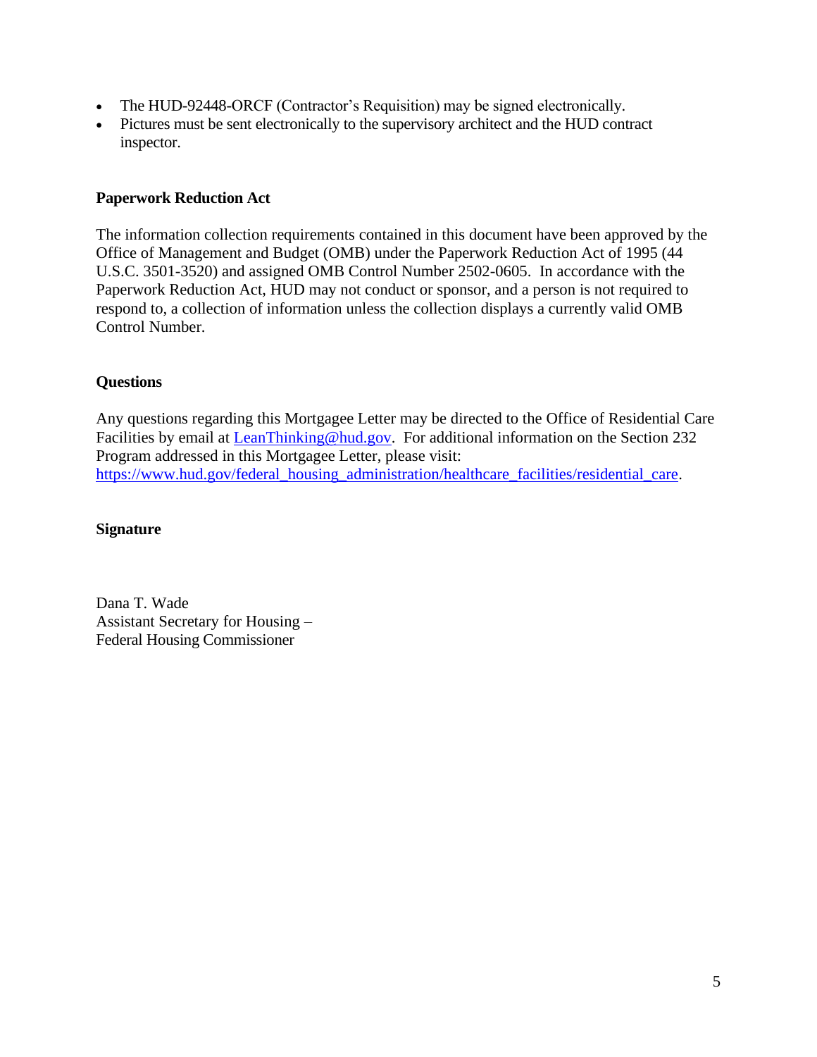- The HUD-92448-ORCF (Contractor's Requisition) may be signed electronically.
- Pictures must be sent electronically to the supervisory architect and the HUD contract inspector.

**Paperwork Reduction Act**

The information collection requirements contained in this document have been approved by the Office of Management and Budget (OMB) under the Paperwork Reduction Act of 1995 (44 U.S.C. 3501-3520) and assigned OMB Control Number 2502-0605. In accordance with the Paperwork Reduction Act, HUD may not conduct or sponsor, and a person is not required to respond to, a collection of information unless the collection displays a currently valid OMB Control Number.

**Questions**

Any questions regarding this Mortgagee Letter may be directed to the Office of Residential Care Facilities by email at [LeanThinking@hud.gov](mailto:LeanThinking@hud.gov). For additional information on the Section 232 Program addressed in this Mortgagee Letter, please visit: [https://www.hud.gov/federal_housing_administration/healthcare_facilities/residential_care](https://www.hud.gov/federal_housing_administration/healthcare_facilities/residential_care).

**Signature**

Dana T. Wade
Assistant Secretary for Housing –
Federal Housing Commissioner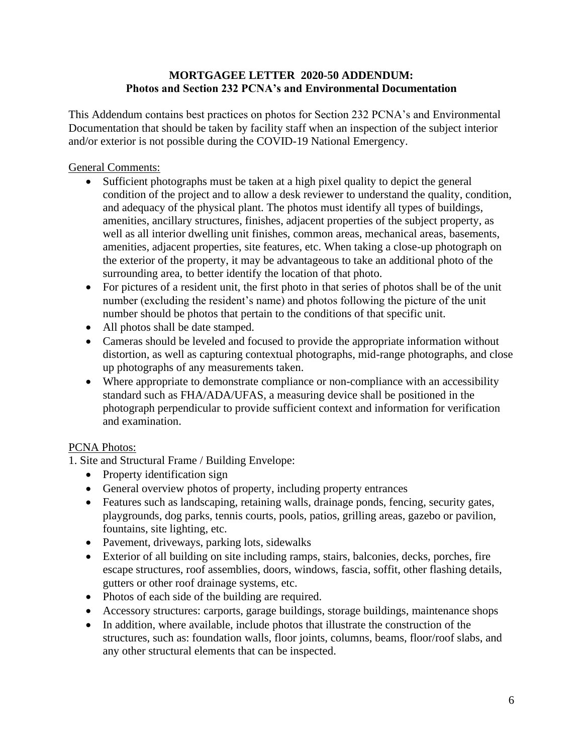**MORTGAGEE LETTER 2020-50 ADDENDUM:**
**Photos and Section 232 PCNA's and Environmental Documentation**

This Addendum contains best practices on photos for Section 232 PCNA's and Environmental Documentation that should be taken by facility staff when an inspection of the subject interior and/or exterior is not possible during the COVID-19 National Emergency.

General Comments:

- Sufficient photographs must be taken at a high pixel quality to depict the general condition of the project and to allow a desk reviewer to understand the quality, condition, and adequacy of the physical plant. The photos must identify all types of buildings, amenities, ancillary structures, finishes, adjacent properties of the subject property, as well as all interior dwelling unit finishes, common areas, mechanical areas, basements, amenities, adjacent properties, site features, etc. When taking a close-up photograph on the exterior of the property, it may be advantageous to take an additional photo of the surrounding area, to better identify the location of that photo.
- For pictures of a resident unit, the first photo in that series of photos shall be of the unit number (excluding the resident's name) and photos following the picture of the unit number should be photos that pertain to the conditions of that specific unit.
- All photos shall be date stamped.
- Cameras should be leveled and focused to provide the appropriate information without distortion, as well as capturing contextual photographs, mid-range photographs, and close up photographs of any measurements taken.
- Where appropriate to demonstrate compliance or non-compliance with an accessibility standard such as FHA/ADA/UFAS, a measuring device shall be positioned in the photograph perpendicular to provide sufficient context and information for verification and examination.

PCNA Photos:

1. Site and Structural Frame / Building Envelope:

- Property identification sign
- General overview photos of property, including property entrances
- Features such as landscaping, retaining walls, drainage ponds, fencing, security gates, playgrounds, dog parks, tennis courts, pools, patios, grilling areas, gazebo or pavilion, fountains, site lighting, etc.
- Pavement, driveways, parking lots, sidewalks
- Exterior of all building on site including ramps, stairs, balconies, decks, porches, fire escape structures, roof assemblies, doors, windows, fascia, soffit, other flashing details, gutters or other roof drainage systems, etc.
- Photos of each side of the building are required.
- Accessory structures: carports, garage buildings, storage buildings, maintenance shops
- In addition, where available, include photos that illustrate the construction of the structures, such as: foundation walls, floor joints, columns, beams, floor/roof slabs, and any other structural elements that can be inspected.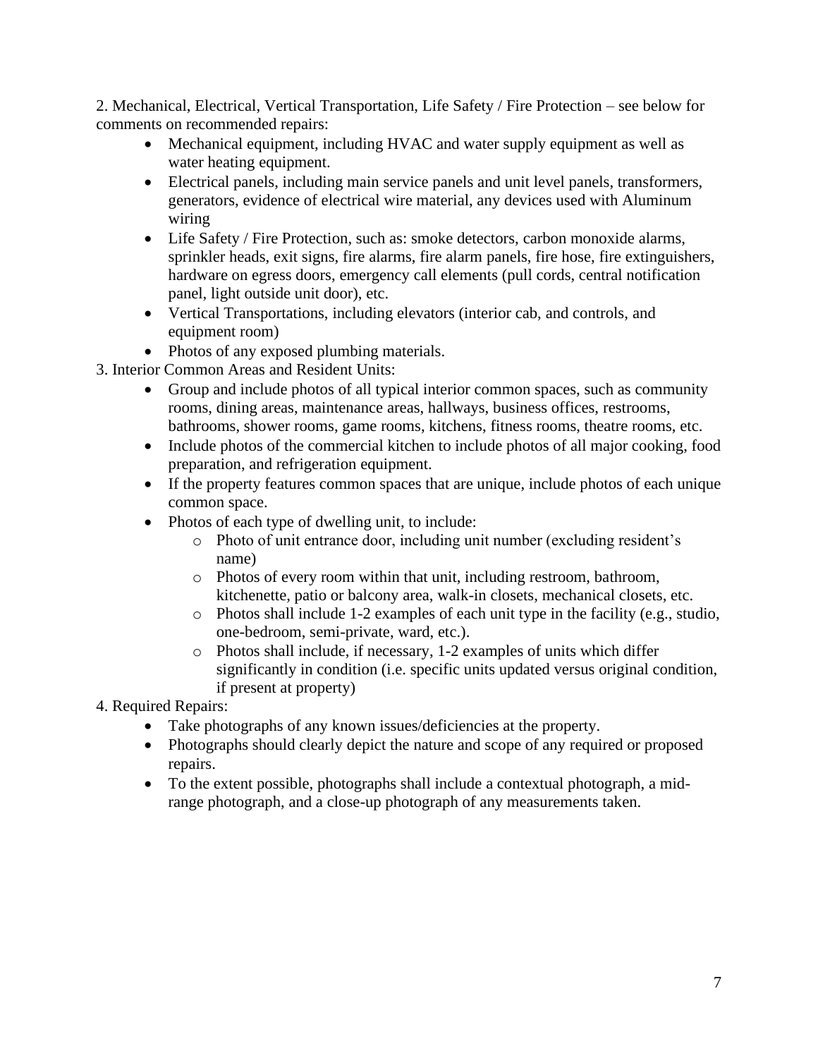2. Mechanical, Electrical, Vertical Transportation, Life Safety / Fire Protection – see below for comments on recommended repairs:

- Mechanical equipment, including HVAC and water supply equipment as well as water heating equipment.
- Electrical panels, including main service panels and unit level panels, transformers, generators, evidence of electrical wire material, any devices used with Aluminum wiring
- Life Safety / Fire Protection, such as: smoke detectors, carbon monoxide alarms, sprinkler heads, exit signs, fire alarms, fire alarm panels, fire hose, fire extinguishers, hardware on egress doors, emergency call elements (pull cords, central notification panel, light outside unit door), etc.
- Vertical Transportations, including elevators (interior cab, and controls, and equipment room)
- Photos of any exposed plumbing materials.

3. Interior Common Areas and Resident Units:

- Group and include photos of all typical interior common spaces, such as community rooms, dining areas, maintenance areas, hallways, business offices, restrooms, bathrooms, shower rooms, game rooms, kitchens, fitness rooms, theatre rooms, etc.
- Include photos of the commercial kitchen to include photos of all major cooking, food preparation, and refrigeration equipment.
- If the property features common spaces that are unique, include photos of each unique common space.
- Photos of each type of dwelling unit, to include:
    - Photo of unit entrance door, including unit number (excluding resident's name)
    - Photos of every room within that unit, including restroom, bathroom, kitchenette, patio or balcony area, walk-in closets, mechanical closets, etc.
    - Photos shall include 1-2 examples of each unit type in the facility (e.g., studio, one-bedroom, semi-private, ward, etc.).
    - Photos shall include, if necessary, 1-2 examples of units which differ significantly in condition (i.e. specific units updated versus original condition, if present at property)

4. Required Repairs:

- Take photographs of any known issues/deficiencies at the property.
- Photographs should clearly depict the nature and scope of any required or proposed repairs.
- To the extent possible, photographs shall include a contextual photograph, a mid-range photograph, and a close-up photograph of any measurements taken.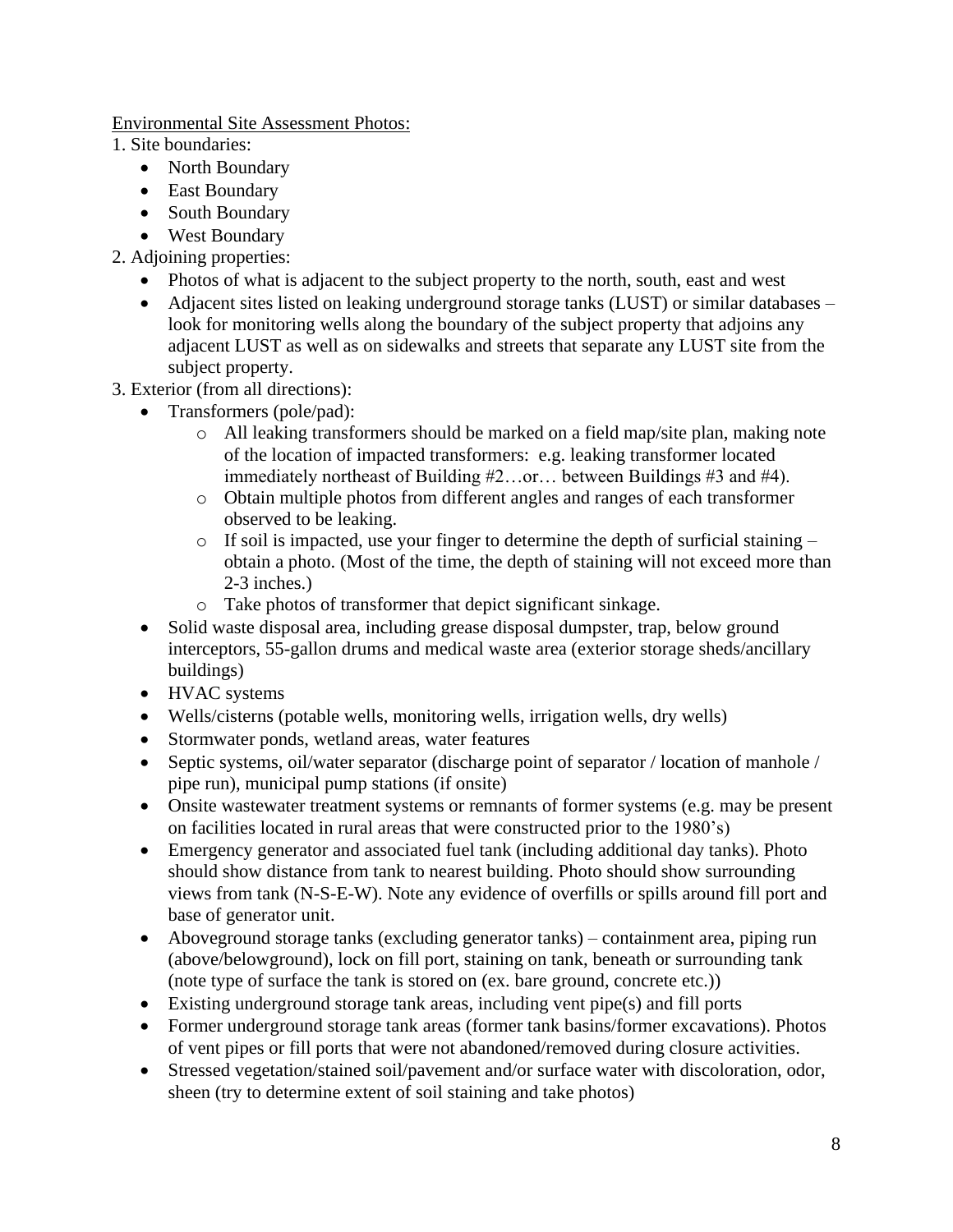<u>Environmental Site Assessment Photos:</u>

1. Site boundaries:
   - North Boundary
   - East Boundary
   - South Boundary
   - West Boundary
2. Adjoining properties:
   - Photos of what is adjacent to the subject property to the north, south, east and west
   - Adjacent sites listed on leaking underground storage tanks (LUST) or similar databases – look for monitoring wells along the boundary of the subject property that adjoins any adjacent LUST as well as on sidewalks and streets that separate any LUST site from the subject property.
3. Exterior (from all directions):
   - Transformers (pole/pad):
     - All leaking transformers should be marked on a field map/site plan, making note of the location of impacted transformers: e.g. leaking transformer located immediately northeast of Building #2…or… between Buildings #3 and #4).
     - Obtain multiple photos from different angles and ranges of each transformer observed to be leaking.
     - If soil is impacted, use your finger to determine the depth of surficial staining – obtain a photo. (Most of the time, the depth of staining will not exceed more than 2-3 inches.)
     - Take photos of transformer that depict significant sinkage.
   - Solid waste disposal area, including grease disposal dumpster, trap, below ground interceptors, 55-gallon drums and medical waste area (exterior storage sheds/ancillary buildings)
   - HVAC systems
   - Wells/cisterns (potable wells, monitoring wells, irrigation wells, dry wells)
   - Stormwater ponds, wetland areas, water features
   - Septic systems, oil/water separator (discharge point of separator / location of manhole / pipe run), municipal pump stations (if onsite)
   - Onsite wastewater treatment systems or remnants of former systems (e.g. may be present on facilities located in rural areas that were constructed prior to the 1980's)
   - Emergency generator and associated fuel tank (including additional day tanks). Photo should show distance from tank to nearest building. Photo should show surrounding views from tank (N-S-E-W). Note any evidence of overfills or spills around fill port and base of generator unit.
   - Aboveground storage tanks (excluding generator tanks) – containment area, piping run (above/belowground), lock on fill port, staining on tank, beneath or surrounding tank (note type of surface the tank is stored on (ex. bare ground, concrete etc.))
   - Existing underground storage tank areas, including vent pipe(s) and fill ports
   - Former underground storage tank areas (former tank basins/former excavations). Photos of vent pipes or fill ports that were not abandoned/removed during closure activities.
   - Stressed vegetation/stained soil/pavement and/or surface water with discoloration, odor, sheen (try to determine extent of soil staining and take photos)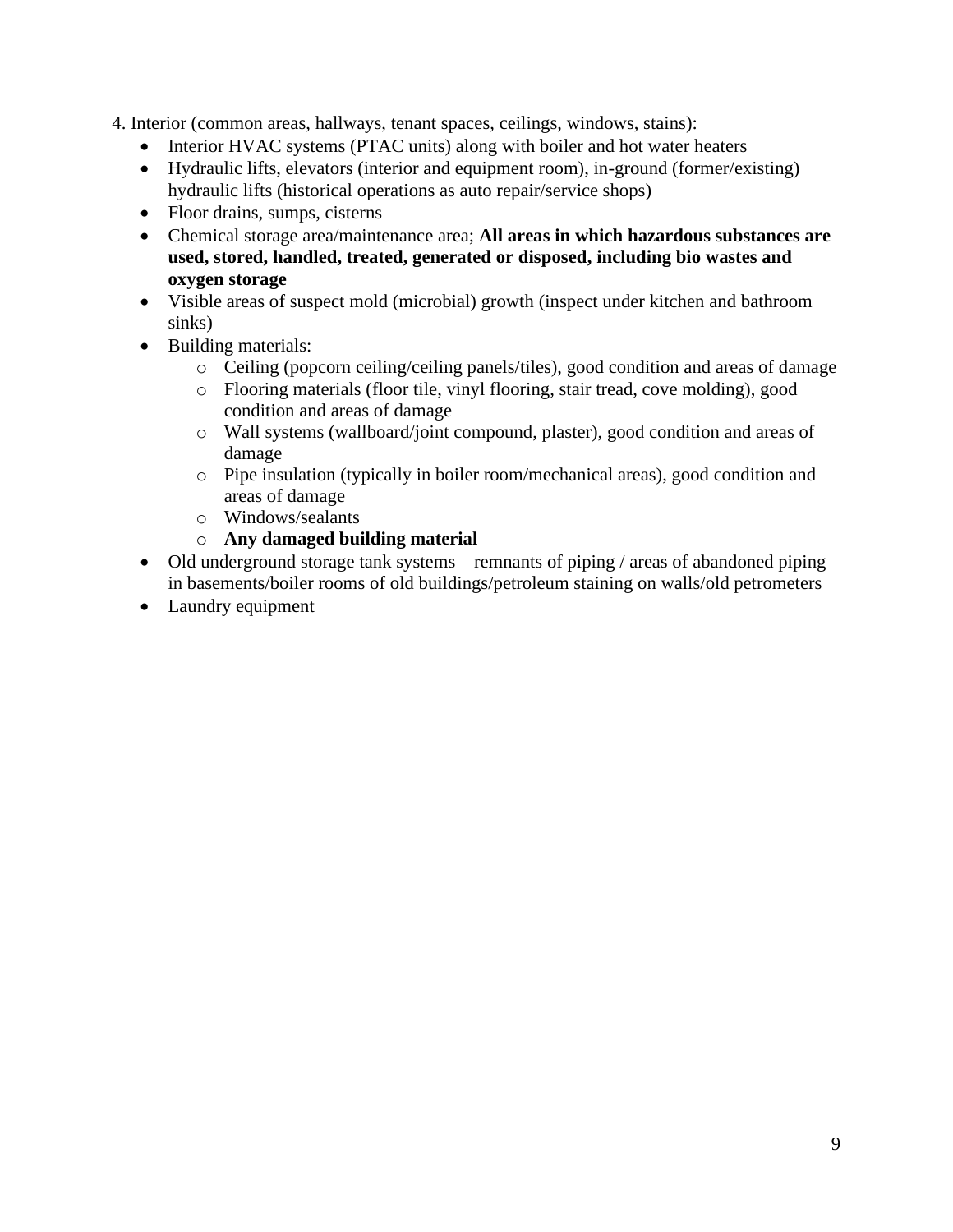4. Interior (common areas, hallways, tenant spaces, ceilings, windows, stains):

- Interior HVAC systems (PTAC units) along with boiler and hot water heaters
- Hydraulic lifts, elevators (interior and equipment room), in-ground (former/existing) hydraulic lifts (historical operations as auto repair/service shops)
- Floor drains, sumps, cisterns
- Chemical storage area/maintenance area; **All areas in which hazardous substances are used, stored, handled, treated, generated or disposed, including bio wastes and oxygen storage**
- Visible areas of suspect mold (microbial) growth (inspect under kitchen and bathroom sinks)
- Building materials:
  - Ceiling (popcorn ceiling/ceiling panels/tiles), good condition and areas of damage
  - Flooring materials (floor tile, vinyl flooring, stair tread, cove molding), good condition and areas of damage
  - Wall systems (wallboard/joint compound, plaster), good condition and areas of damage
  - Pipe insulation (typically in boiler room/mechanical areas), good condition and areas of damage
  - Windows/sealants
  - **Any damaged building material**
- Old underground storage tank systems – remnants of piping / areas of abandoned piping in basements/boiler rooms of old buildings/petroleum staining on walls/old petrometers
- Laundry equipment